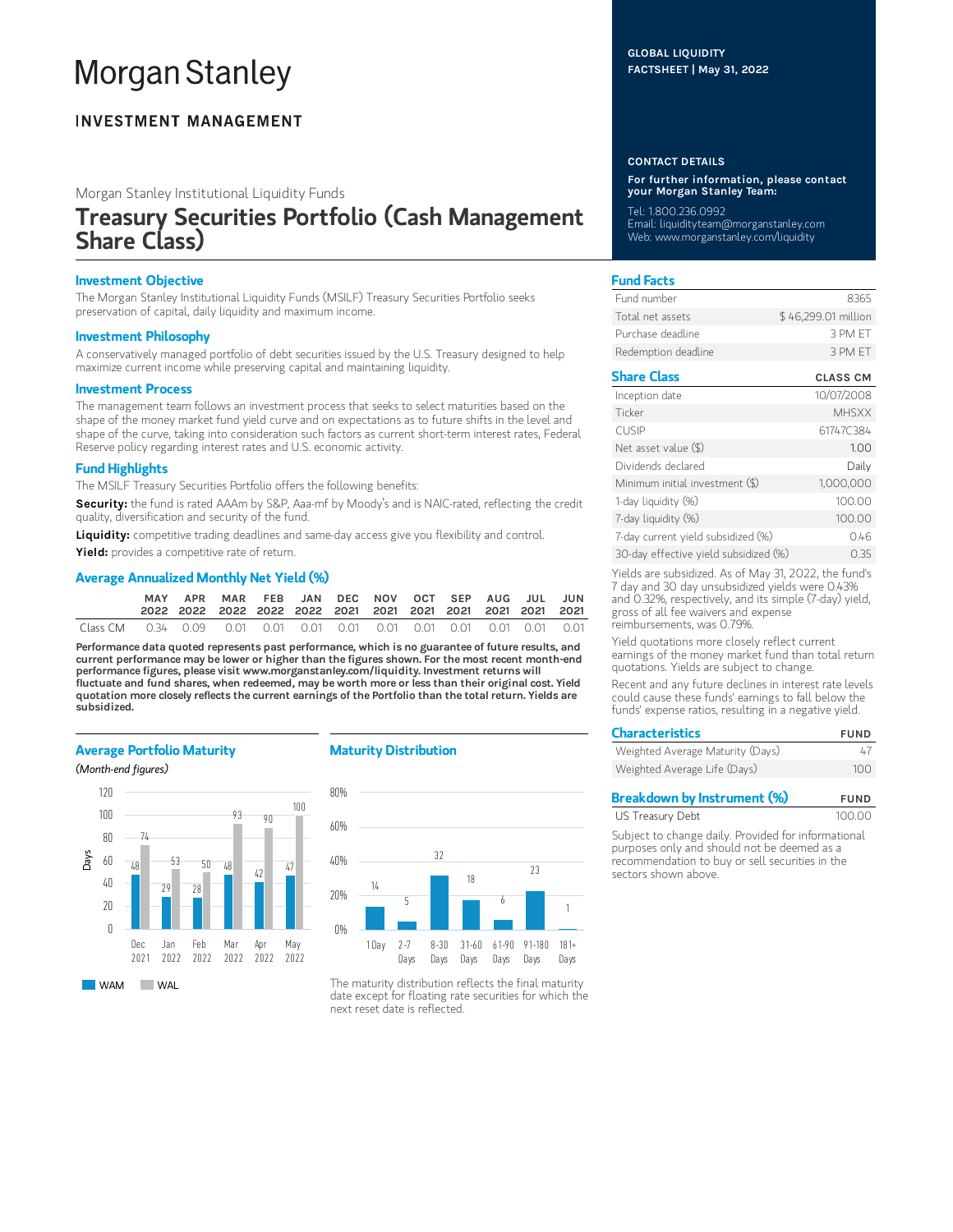# Morgan Stanley

**INVESTMENT MANAGEMENT**

Morgan Stanley Institutional Liquidity Funds

# Treasury Securities Portfolio (Cash Management Share Class)

**GLOBAL LIQUIDITY FACTSHEET | May 31, 2022**

**CONTACT DETAILS**

**For further information, please contact your Morgan Stanley Team:**

Tel: 1.800.236.0992
Email: liquidityteam@morganstanley.com
Web: www.morganstanley.com/liquidity

## Investment Objective

The Morgan Stanley Institutional Liquidity Funds (MSILF) Treasury Securities Portfolio seeks preservation of capital, daily liquidity and maximum income.

## Investment Philosophy

A conservatively managed portfolio of debt securities issued by the U.S. Treasury designed to help maximize current income while preserving capital and maintaining liquidity.

## Investment Process

The management team follows an investment process that seeks to select maturities based on the shape of the money market fund yield curve and on expectations as to future shifts in the level and shape of the curve, taking into consideration such factors as current short-term interest rates, Federal Reserve policy regarding interest rates and U.S. economic activity.

## Fund Highlights

The MSILF Treasury Securities Portfolio offers the following benefits:

**Security:** the fund is rated AAAm by S&P, Aaa-mf by Moody's and is NAIC-rated, reflecting the credit quality, diversification and security of the fund.

**Liquidity:** competitive trading deadlines and same-day access give you flexibility and control.

**Yield:** provides a competitive rate of return.

## Average Annualized Monthly Net Yield (%)

| | MAY 2022 | APR 2022 | MAR 2022 | FEB 2022 | JAN 2022 | DEC 2021 | NOV 2021 | OCT 2021 | SEP 2021 | AUG 2021 | JUL 2021 | JUN 2021 |
|---|---|---|---|---|---|---|---|---|---|---|---|---|
| Class CM | 0.34 | 0.09 | 0.01 | 0.01 | 0.01 | 0.01 | 0.01 | 0.01 | 0.01 | 0.01 | 0.01 | 0.01 |

**Performance data quoted represents past performance, which is no guarantee of future results, and current performance may be lower or higher than the figures shown. For the most recent month-end performance figures, please visit www.morganstanley.com/liquidity. Investment returns will fluctuate and fund shares, when redeemed, may be worth more or less than their original cost. Yield quotation more closely reflects the current earnings of the Portfolio than the total return. Yields are subsidized.**

## Average Portfolio Maturity

*(Month-end figures)*

Days
120
100
80
60
40
20
0
Dec 2021: 48, 74
Jan 2022: 29, 53
Feb 2022: 28, 50
Mar 2022: 48, 93
Apr 2022: 42, 90
May 2022: 47, 100
WAM
WAL

## Maturity Distribution

80%
60%
40%
20%
0%
1 Day: 14
2-7 Days: 5
8-30 Days: 32
31-60 Days: 18
61-90 Days: 6
91-180 Days: 23
181+ Days: 1

The maturity distribution reflects the final maturity date except for floating rate securities for which the next reset date is reflected.

## Fund Facts

| | |
|---|---|
| Fund number | 8365 |
| Total net assets | $ 46,299.01 million |
| Purchase deadline | 3 PM ET |
| Redemption deadline | 3 PM ET |

## Share Class

| Share Class | CLASS CM |
|---|---|
| Inception date | 10/07/2008 |
| Ticker | MHSXX |
| CUSIP | 61747C384 |
| Net asset value ($) | 1.00 |
| Dividends declared | Daily |
| Minimum initial investment ($) | 1,000,000 |
| 1-day liquidity (%) | 100.00 |
| 7-day liquidity (%) | 100.00 |
| 7-day current yield subsidized (%) | 0.46 |
| 30-day effective yield subsidized (%) | 0.35 |

Yields are subsidized. As of May 31, 2022, the fund's 7 day and 30 day unsubsidized yields were 0.43% and 0.32%, respectively, and its simple (7-day) yield, gross of all fee waivers and expense reimbursements, was 0.79%.

Yield quotations more closely reflect current earnings of the money market fund than total return quotations. Yields are subject to change.

Recent and any future declines in interest rate levels could cause these funds' earnings to fall below the funds' expense ratios, resulting in a negative yield.

## Characteristics

| Characteristics | FUND |
|---|---|
| Weighted Average Maturity (Days) | 47 |
| Weighted Average Life (Days) | 100 |

## Breakdown by Instrument (%)

| Breakdown by Instrument (%) | FUND |
|---|---|
| US Treasury Debt | 100.00 |

Subject to change daily. Provided for informational purposes only and should not be deemed as a recommendation to buy or sell securities in the sectors shown above.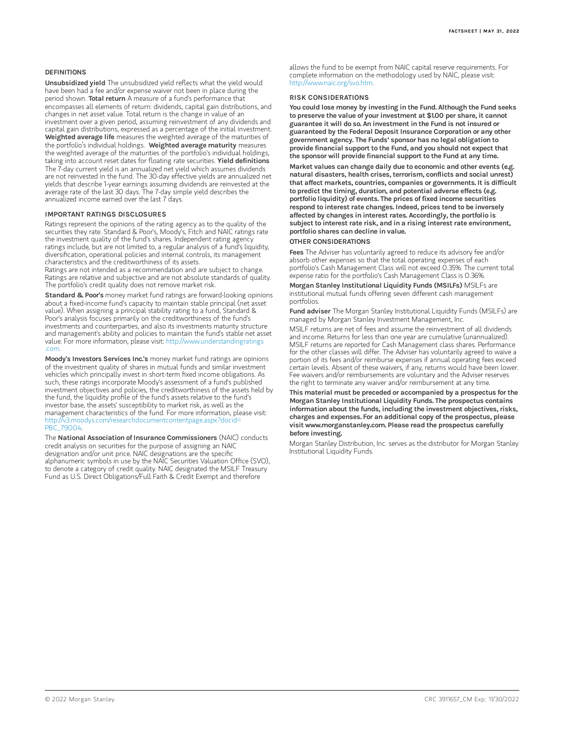## DEFINITIONS

**Unsubsidized yield** The unsubsidized yield reflects what the yield would have been had a fee and/or expense waiver not been in place during the period shown. **Total return** A measure of a fund's performance that encompasses all elements of return: dividends, capital gain distributions, and changes in net asset value. Total return is the change in value of an investment over a given period, assuming reinvestment of any dividends and capital gain distributions, expressed as a percentage of the initial investment. **Weighted average life** measures the weighted average of the maturities of the portfolio's individual holdings. **Weighted average maturity** measures the weighted average of the maturities of the portfolio's individual holdings, taking into account reset dates for floating rate securities. **Yield definitions** The 7-day current yield is an annualized net yield which assumes dividends are not reinvested in the fund. The 30-day effective yields are annualized net yields that describe 1-year earnings assuming dividends are reinvested at the average rate of the last 30 days. The 7-day simple yield describes the annualized income earned over the last 7 days.

## IMPORTANT RATINGS DISCLOSURES

Ratings represent the opinions of the rating agency as to the quality of the securities they rate. Standard & Poor's, Moody's, Fitch and NAIC ratings rate the investment quality of the fund's shares. Independent rating agency ratings include, but are not limited to, a regular analysis of a fund's liquidity, diversification, operational policies and internal controls, its management characteristics and the creditworthiness of its assets.
Ratings are not intended as a recommendation and are subject to change. Ratings are relative and subjective and are not absolute standards of quality. The portfolio's credit quality does not remove market risk.

**Standard & Poor's** money market fund ratings are forward-looking opinions about a fixed-income fund's capacity to maintain stable principal (net asset value). When assigning a principal stability rating to a fund, Standard & Poor's analysis focuses primarily on the creditworthiness of the fund's investments and counterparties, and also its investments maturity structure and management's ability and policies to maintain the fund's stable net asset value. For more information, please visit: http://www.understandingratings.com.

**Moody's Investors Services Inc.'s** money market fund ratings are opinions of the investment quality of shares in mutual funds and similar investment vehicles which principally invest in short-term fixed income obligations. As such, these ratings incorporate Moody's assessment of a fund's published investment objectives and policies, the creditworthiness of the assets held by the fund, the liquidity profile of the fund's assets relative to the fund's investor base, the assets' susceptibility to market risk, as well as the management characteristics of the fund. For more information, please visit: http://v3.moodys.com/researchdocumentcontentpage.aspx?docid=PBC_79004.

The **National Association of Insurance Commissioners** (NAIC) conducts credit analysis on securities for the purpose of assigning an NAIC designation and/or unit price. NAIC designations are the specific alphanumeric symbols in use by the NAIC Securities Valuation Office (SVO), to denote a category of credit quality. NAIC designated the MSILF Treasury Fund as U.S. Direct Obligations/Full Faith & Credit Exempt and therefore allows the fund to be exempt from NAIC capital reserve requirements. For complete information on the methodology used by NAIC, please visit: http://www.naic.org/svo.htm.

## RISK CONSIDERATIONS

**You could lose money by investing in the Fund. Although the Fund seeks to preserve the value of your investment at $1.00 per share, it cannot guarantee it will do so. An investment in the Fund is not insured or guaranteed by the Federal Deposit Insurance Corporation or any other government agency. The Funds' sponsor has no legal obligation to provide financial support to the Fund, and you should not expect that the sponsor will provide financial support to the Fund at any time.**

**Market values can change daily due to economic and other events (e.g. natural disasters, health crises, terrorism, conflicts and social unrest) that affect markets, countries, companies or governments. It is difficult to predict the timing, duration, and potential adverse effects (e.g. portfolio liquidity) of events. The prices of fixed income securities respond to interest rate changes. Indeed, prices tend to be inversely affected by changes in interest rates. Accordingly, the portfolio is subject to interest rate risk, and in a rising interest rate environment, portfolio shares can decline in value.**

## OTHER CONSIDERATIONS

**Fees** The Adviser has voluntarily agreed to reduce its advisory fee and/or absorb other expenses so that the total operating expenses of each portfolio's Cash Management Class will not exceed 0.35%. The current total expense ratio for the portfolio's Cash Management Class is 0.36%.

**Morgan Stanley Institutional Liquidity Funds (MSILFs)** MSILFs are institutional mutual funds offering seven different cash management portfolios.

**Fund adviser** The Morgan Stanley Institutional Liquidity Funds (MSILFs) are managed by Morgan Stanley Investment Management, Inc.

MSILF returns are net of fees and assume the reinvestment of all dividends and income. Returns for less than one year are cumulative (unannualized). MSILF returns are reported for Cash Management class shares. Performance for the other classes will differ. The Adviser has voluntarily agreed to waive a portion of its fees and/or reimburse expenses if annual operating fees exceed certain levels. Absent of these waivers, if any, returns would have been lower. Fee waivers and/or reimbursements are voluntary and the Adviser reserves the right to terminate any waiver and/or reimbursement at any time.

**This material must be preceded or accompanied by a prospectus for the Morgan Stanley Institutional Liquidity Funds. The prospectus contains information about the funds, including the investment objectives, risks, charges and expenses. For an additional copy of the prospectus, please visit www.morganstanley.com. Please read the prospectus carefully before investing.**

Morgan Stanley Distribution, Inc. serves as the distributor for Morgan Stanley Institutional Liquidity Funds.

© 2022 Morgan Stanley. CRC 3911657_CM Exp: 11/30/2022